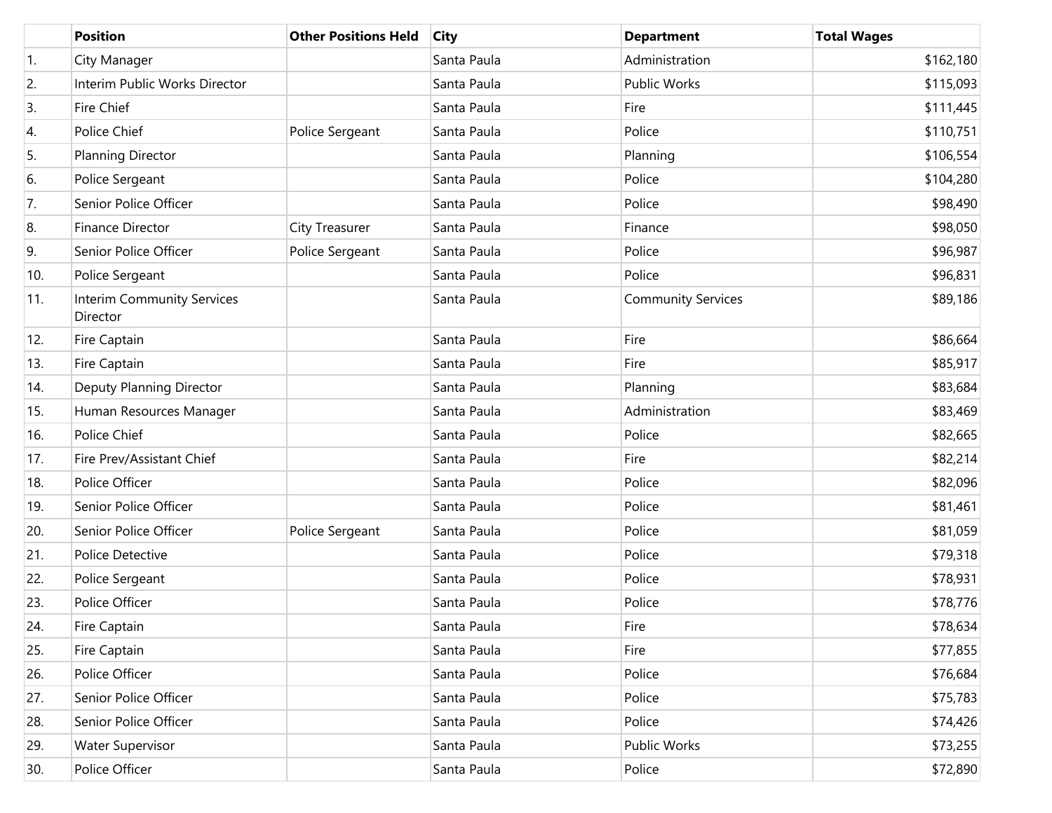| | Position | Other Positions Held | City | Department | Total Wages |
|---|---|---|---|---|---|
| 1. | City Manager | | Santa Paula | Administration | $162,180 |
| 2. | Interim Public Works Director | | Santa Paula | Public Works | $115,093 |
| 3. | Fire Chief | | Santa Paula | Fire | $111,445 |
| 4. | Police Chief | Police Sergeant | Santa Paula | Police | $110,751 |
| 5. | Planning Director | | Santa Paula | Planning | $106,554 |
| 6. | Police Sergeant | | Santa Paula | Police | $104,280 |
| 7. | Senior Police Officer | | Santa Paula | Police | $98,490 |
| 8. | Finance Director | City Treasurer | Santa Paula | Finance | $98,050 |
| 9. | Senior Police Officer | Police Sergeant | Santa Paula | Police | $96,987 |
| 10. | Police Sergeant | | Santa Paula | Police | $96,831 |
| 11. | Interim Community Services Director | | Santa Paula | Community Services | $89,186 |
| 12. | Fire Captain | | Santa Paula | Fire | $86,664 |
| 13. | Fire Captain | | Santa Paula | Fire | $85,917 |
| 14. | Deputy Planning Director | | Santa Paula | Planning | $83,684 |
| 15. | Human Resources Manager | | Santa Paula | Administration | $83,469 |
| 16. | Police Chief | | Santa Paula | Police | $82,665 |
| 17. | Fire Prev/Assistant Chief | | Santa Paula | Fire | $82,214 |
| 18. | Police Officer | | Santa Paula | Police | $82,096 |
| 19. | Senior Police Officer | | Santa Paula | Police | $81,461 |
| 20. | Senior Police Officer | Police Sergeant | Santa Paula | Police | $81,059 |
| 21. | Police Detective | | Santa Paula | Police | $79,318 |
| 22. | Police Sergeant | | Santa Paula | Police | $78,931 |
| 23. | Police Officer | | Santa Paula | Police | $78,776 |
| 24. | Fire Captain | | Santa Paula | Fire | $78,634 |
| 25. | Fire Captain | | Santa Paula | Fire | $77,855 |
| 26. | Police Officer | | Santa Paula | Police | $76,684 |
| 27. | Senior Police Officer | | Santa Paula | Police | $75,783 |
| 28. | Senior Police Officer | | Santa Paula | Police | $74,426 |
| 29. | Water Supervisor | | Santa Paula | Public Works | $73,255 |
| 30. | Police Officer | | Santa Paula | Police | $72,890 |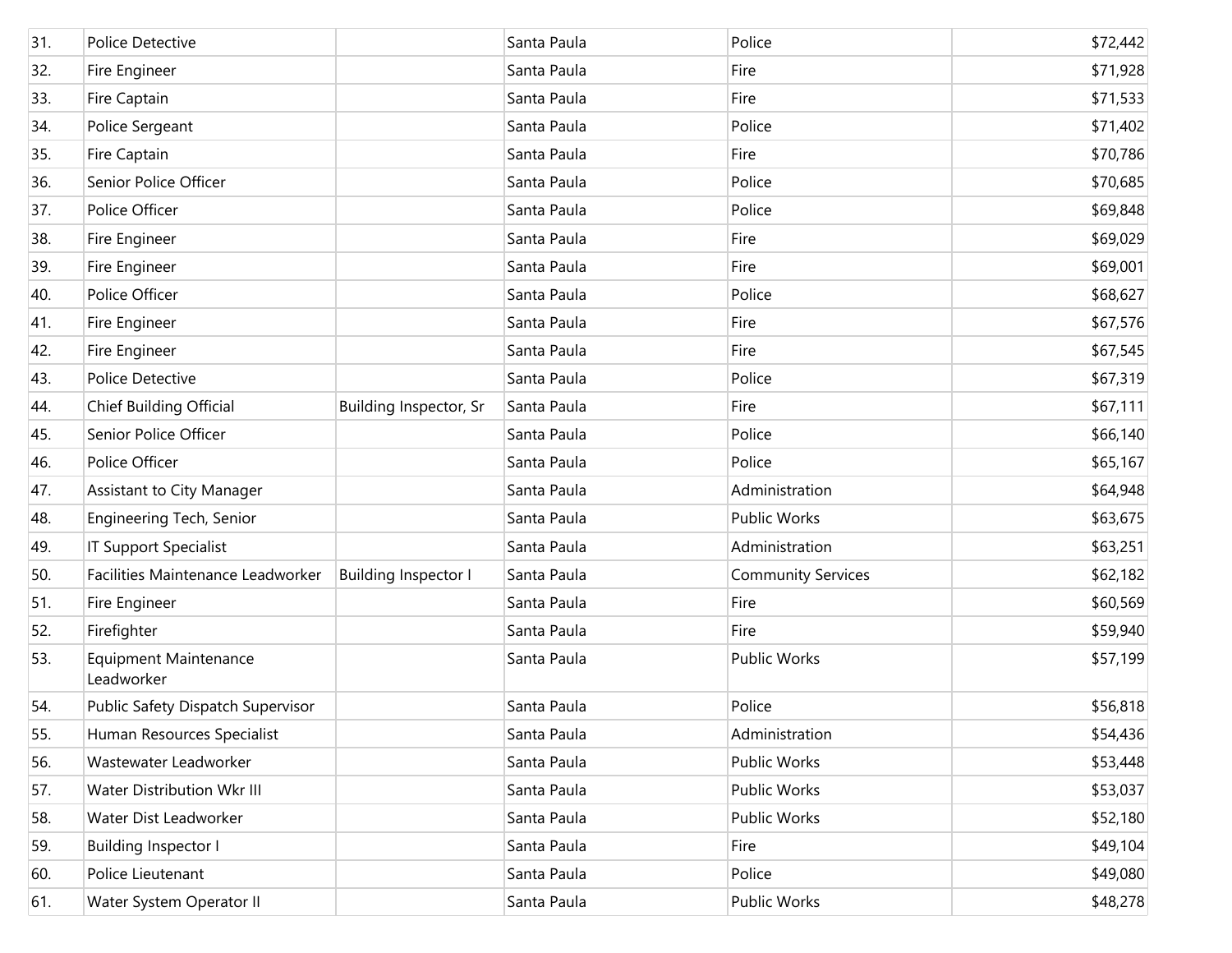| | | | | | |
|---|---|---|---|---|---|
| 31. | Police Detective | | Santa Paula | Police | $72,442 |
| 32. | Fire Engineer | | Santa Paula | Fire | $71,928 |
| 33. | Fire Captain | | Santa Paula | Fire | $71,533 |
| 34. | Police Sergeant | | Santa Paula | Police | $71,402 |
| 35. | Fire Captain | | Santa Paula | Fire | $70,786 |
| 36. | Senior Police Officer | | Santa Paula | Police | $70,685 |
| 37. | Police Officer | | Santa Paula | Police | $69,848 |
| 38. | Fire Engineer | | Santa Paula | Fire | $69,029 |
| 39. | Fire Engineer | | Santa Paula | Fire | $69,001 |
| 40. | Police Officer | | Santa Paula | Police | $68,627 |
| 41. | Fire Engineer | | Santa Paula | Fire | $67,576 |
| 42. | Fire Engineer | | Santa Paula | Fire | $67,545 |
| 43. | Police Detective | | Santa Paula | Police | $67,319 |
| 44. | Chief Building Official | Building Inspector, Sr | Santa Paula | Fire | $67,111 |
| 45. | Senior Police Officer | | Santa Paula | Police | $66,140 |
| 46. | Police Officer | | Santa Paula | Police | $65,167 |
| 47. | Assistant to City Manager | | Santa Paula | Administration | $64,948 |
| 48. | Engineering Tech, Senior | | Santa Paula | Public Works | $63,675 |
| 49. | IT Support Specialist | | Santa Paula | Administration | $63,251 |
| 50. | Facilities Maintenance Leadworker | Building Inspector I | Santa Paula | Community Services | $62,182 |
| 51. | Fire Engineer | | Santa Paula | Fire | $60,569 |
| 52. | Firefighter | | Santa Paula | Fire | $59,940 |
| 53. | Equipment Maintenance Leadworker | | Santa Paula | Public Works | $57,199 |
| 54. | Public Safety Dispatch Supervisor | | Santa Paula | Police | $56,818 |
| 55. | Human Resources Specialist | | Santa Paula | Administration | $54,436 |
| 56. | Wastewater Leadworker | | Santa Paula | Public Works | $53,448 |
| 57. | Water Distribution Wkr III | | Santa Paula | Public Works | $53,037 |
| 58. | Water Dist Leadworker | | Santa Paula | Public Works | $52,180 |
| 59. | Building Inspector I | | Santa Paula | Fire | $49,104 |
| 60. | Police Lieutenant | | Santa Paula | Police | $49,080 |
| 61. | Water System Operator II | | Santa Paula | Public Works | $48,278 |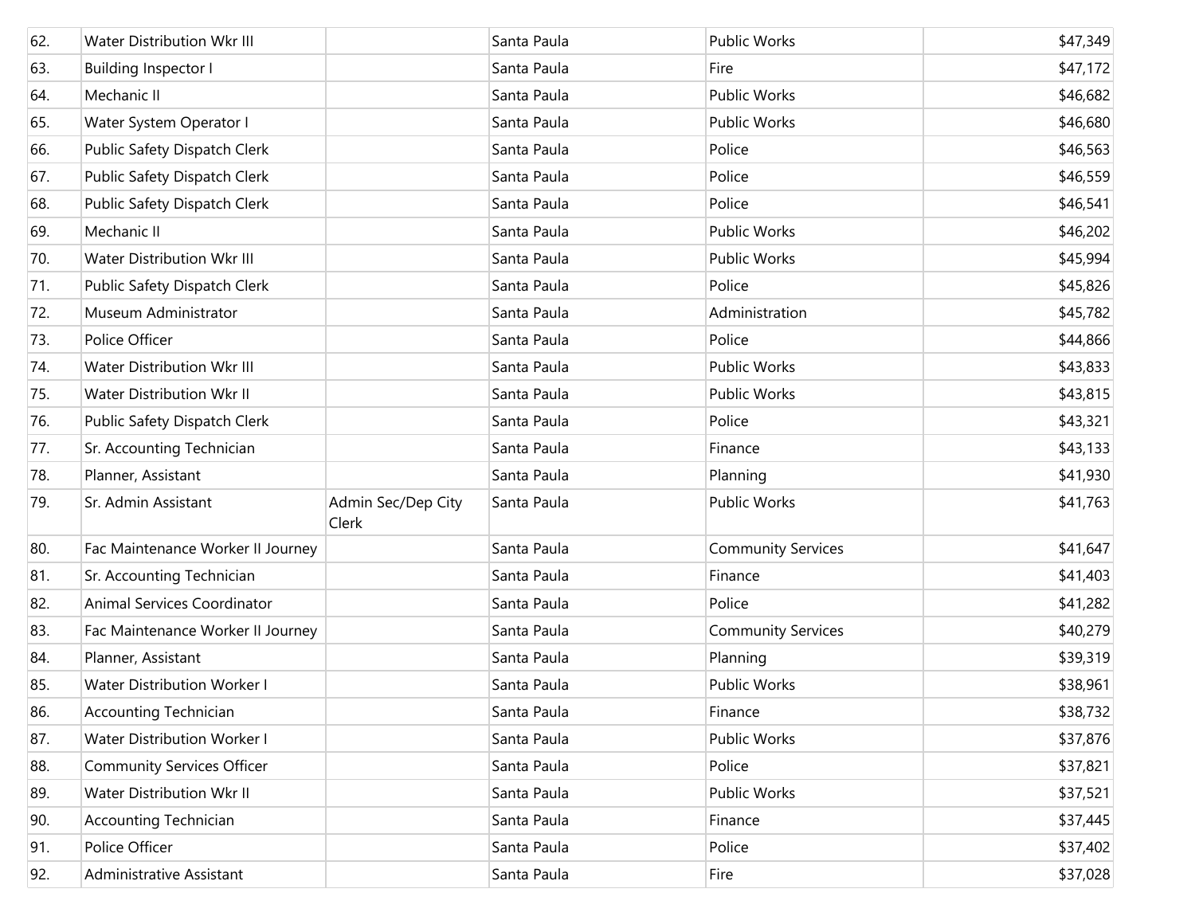| | | | | | |
|---|---|---|---|---|---|
| 62. | Water Distribution Wkr III | | Santa Paula | Public Works | $47,349 |
| 63. | Building Inspector I | | Santa Paula | Fire | $47,172 |
| 64. | Mechanic II | | Santa Paula | Public Works | $46,682 |
| 65. | Water System Operator I | | Santa Paula | Public Works | $46,680 |
| 66. | Public Safety Dispatch Clerk | | Santa Paula | Police | $46,563 |
| 67. | Public Safety Dispatch Clerk | | Santa Paula | Police | $46,559 |
| 68. | Public Safety Dispatch Clerk | | Santa Paula | Police | $46,541 |
| 69. | Mechanic II | | Santa Paula | Public Works | $46,202 |
| 70. | Water Distribution Wkr III | | Santa Paula | Public Works | $45,994 |
| 71. | Public Safety Dispatch Clerk | | Santa Paula | Police | $45,826 |
| 72. | Museum Administrator | | Santa Paula | Administration | $45,782 |
| 73. | Police Officer | | Santa Paula | Police | $44,866 |
| 74. | Water Distribution Wkr III | | Santa Paula | Public Works | $43,833 |
| 75. | Water Distribution Wkr II | | Santa Paula | Public Works | $43,815 |
| 76. | Public Safety Dispatch Clerk | | Santa Paula | Police | $43,321 |
| 77. | Sr. Accounting Technician | | Santa Paula | Finance | $43,133 |
| 78. | Planner, Assistant | | Santa Paula | Planning | $41,930 |
| 79. | Sr. Admin Assistant | Admin Sec/Dep City Clerk | Santa Paula | Public Works | $41,763 |
| 80. | Fac Maintenance Worker II Journey | | Santa Paula | Community Services | $41,647 |
| 81. | Sr. Accounting Technician | | Santa Paula | Finance | $41,403 |
| 82. | Animal Services Coordinator | | Santa Paula | Police | $41,282 |
| 83. | Fac Maintenance Worker II Journey | | Santa Paula | Community Services | $40,279 |
| 84. | Planner, Assistant | | Santa Paula | Planning | $39,319 |
| 85. | Water Distribution Worker I | | Santa Paula | Public Works | $38,961 |
| 86. | Accounting Technician | | Santa Paula | Finance | $38,732 |
| 87. | Water Distribution Worker I | | Santa Paula | Public Works | $37,876 |
| 88. | Community Services Officer | | Santa Paula | Police | $37,821 |
| 89. | Water Distribution Wkr II | | Santa Paula | Public Works | $37,521 |
| 90. | Accounting Technician | | Santa Paula | Finance | $37,445 |
| 91. | Police Officer | | Santa Paula | Police | $37,402 |
| 92. | Administrative Assistant | | Santa Paula | Fire | $37,028 |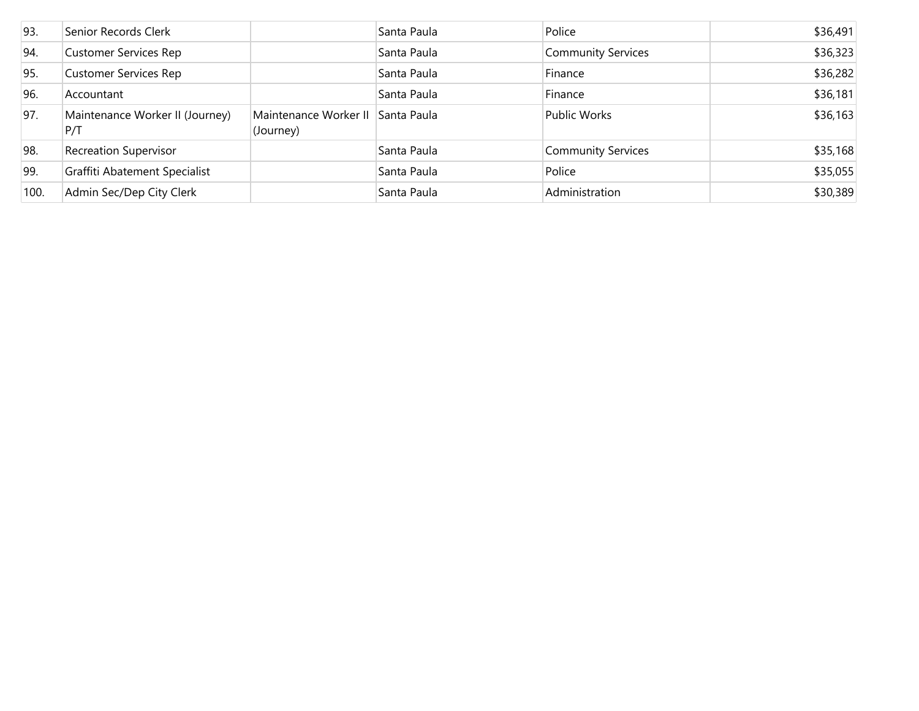| | | | | | |
|---|---|---|---|---|---|
| 93. | Senior Records Clerk | | Santa Paula | Police | $36,491 |
| 94. | Customer Services Rep | | Santa Paula | Community Services | $36,323 |
| 95. | Customer Services Rep | | Santa Paula | Finance | $36,282 |
| 96. | Accountant | | Santa Paula | Finance | $36,181 |
| 97. | Maintenance Worker II (Journey) P/T | Maintenance Worker II (Journey) | Santa Paula | Public Works | $36,163 |
| 98. | Recreation Supervisor | | Santa Paula | Community Services | $35,168 |
| 99. | Graffiti Abatement Specialist | | Santa Paula | Police | $35,055 |
| 100. | Admin Sec/Dep City Clerk | | Santa Paula | Administration | $30,389 |